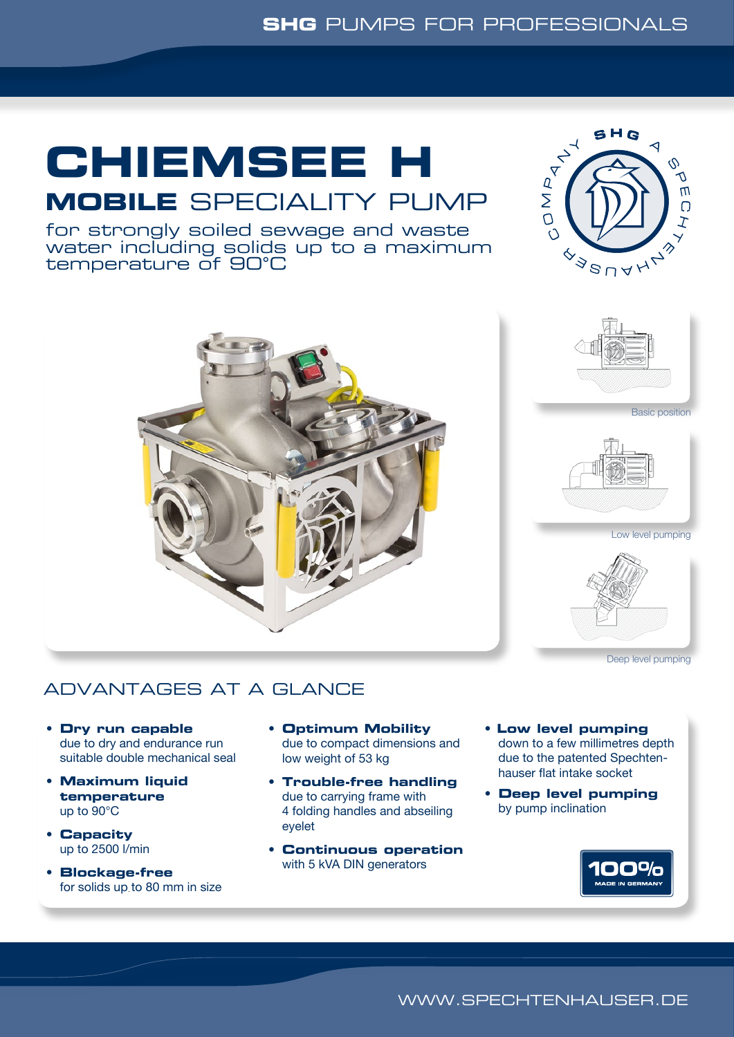# CHIEMSEE H

## MOBILE SPECIALITY PUMP

for strongly soiled sewage and waste water including solids up to a maximum temperature of 90°C

Basic position

Low level pumping

Deep level pumping

## ADVANTAGES AT A GLANCE

- **Dry run capable**
  due to dry and endurance run suitable double mechanical seal
- **Maximum liquid temperature**
  up to 90°C
- **Capacity**
  up to 2500 l/min
- **Blockage-free**
  for solids up to 80 mm in size
- **Optimum Mobility**
  due to compact dimensions and low weight of 53 kg
- **Trouble-free handling**
  due to carrying frame with 4 folding handles and abseiling eyelet
- **Continuous operation**
  with 5 kVA DIN generators
- **Low level pumping**
  down to a few millimetres depth due to the patented Spechtenhauser flat intake socket
- **Deep level pumping**
  by pump inclination

100% MADE IN GERMANY

WWW.SPECHTENHAUSER.DE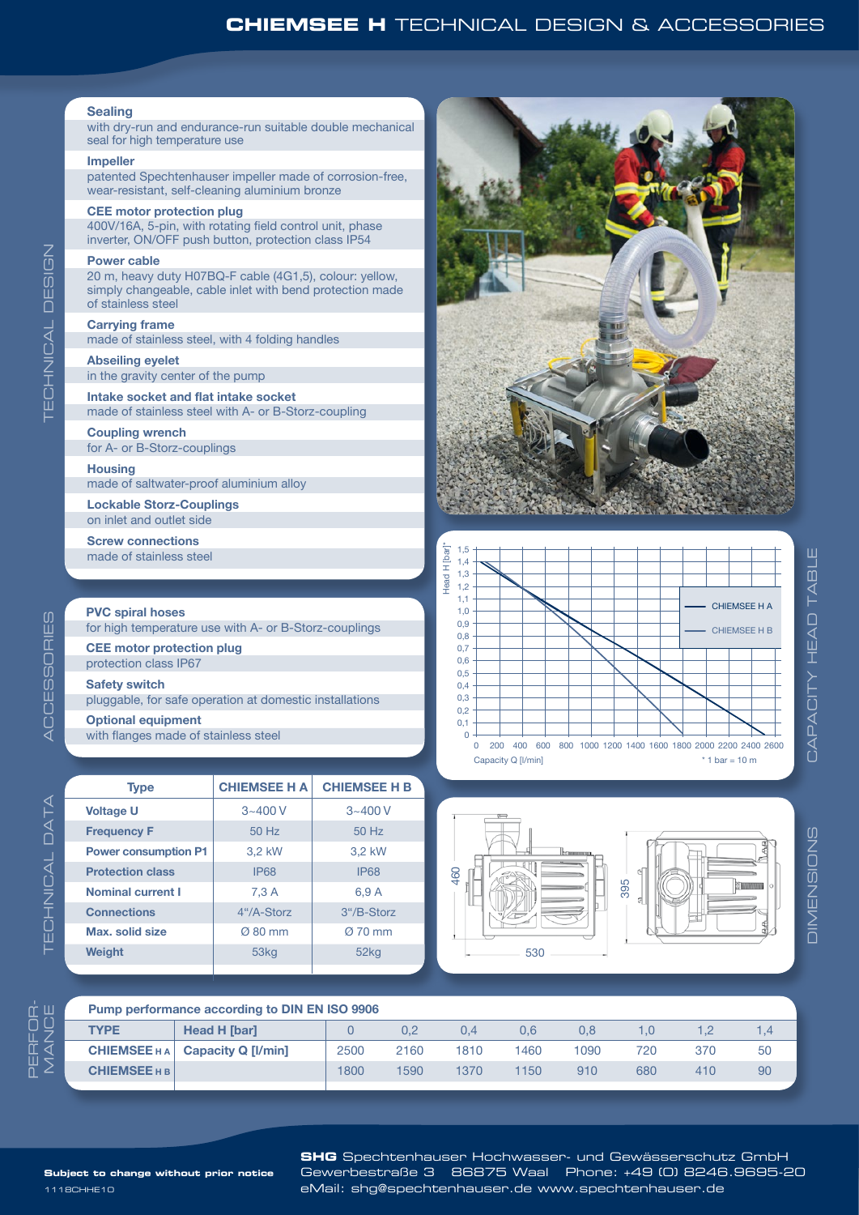# CHIEMSEE H TECHNICAL DESIGN & ACCESSORIES

## TECHNICAL DESIGN

**Sealing**
with dry-run and endurance-run suitable double mechanical seal for high temperature use

**Impeller**
patented Spechtenhauser impeller made of corrosion-free, wear-resistant, self-cleaning aluminium bronze

**CEE motor protection plug**
400V/16A, 5-pin, with rotating field control unit, phase inverter, ON/OFF push button, protection class IP54

**Power cable**
20 m, heavy duty H07BQ-F cable (4G1,5), colour: yellow, simply changeable, cable inlet with bend protection made of stainless steel

**Carrying frame**
made of stainless steel, with 4 folding handles

**Abseiling eyelet**
in the gravity center of the pump

**Intake socket and flat intake socket**
made of stainless steel with A- or B-Storz-coupling

**Coupling wrench**
for A- or B-Storz-couplings

**Housing**
made of saltwater-proof aluminium alloy

**Lockable Storz-Couplings**
on inlet and outlet side

**Screw connections**
made of stainless steel

## ACCESSORIES

**PVC spiral hoses**
for high temperature use with A- or B-Storz-couplings

**CEE motor protection plug**
protection class IP67

**Safety switch**
pluggable, for safe operation at domestic installations

**Optional equipment**
with flanges made of stainless steel

## CAPACITY HEAD TABLE

Head H [bar]*
1,5 1,4 1,3 1,2 1,1 1,0 0,9 0,8 0,7 0,6 0,5 0,4 0,3 0,2 0,1 0
0 200 400 600 800 1000 1200 1400 1600 1800 2000 2200 2400 2600
Capacity Q [l/min]
CHIEMSEE H A
CHIEMSEE H B
* 1 bar = 10 m

## TECHNICAL DATA

| Type | CHIEMSEE H A | CHIEMSEE H B |
|---|---|---|
| **Voltage U** | 3~400 V | 3~400 V |
| **Frequency F** | 50 Hz | 50 Hz |
| **Power consumption P1** | 3,2 kW | 3,2 kW |
| **Protection class** | IP68 | IP68 |
| **Nominal current I** | 7,3 A | 6,9 A |
| **Connections** | 4"/A-Storz | 3"/B-Storz |
| **Max. solid size** | Ø 80 mm | Ø 70 mm |
| **Weight** | 53kg | 52kg |

## DIMENSIONS

460
395
530

## PERFORMANCE

**Pump performance according to DIN EN ISO 9906**

| TYPE | Head H [bar] | 0 | 0,2 | 0,4 | 0,6 | 0,8 | 1,0 | 1,2 | 1,4 |
|---|---|---|---|---|---|---|---|---|---|
| CHIEMSEE H A | Capacity Q [l/min] | 2500 | 2160 | 1810 | 1460 | 1090 | 720 | 370 | 50 |
| CHIEMSEE H B | | 1800 | 1590 | 1370 | 1150 | 910 | 680 | 410 | 90 |

**Subject to change without prior notice**
1118CHHE10

**SHG** Spechtenhauser Hochwasser- und Gewässerschutz GmbH
Gewerbestraße 3 86875 Waal Phone: +49 (0) 8246.9695-20
eMail: shg@spechtenhauser.de www.spechtenhauser.de